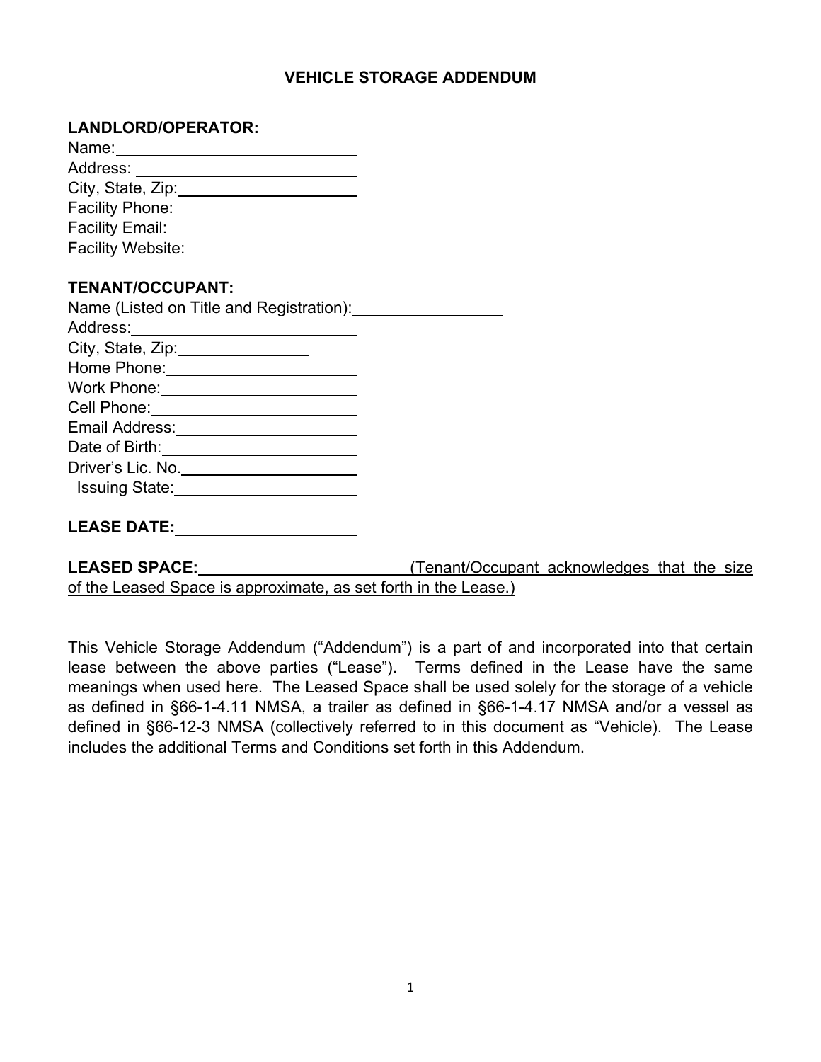# VEHICLE STORAGE ADDENDUM

**LANDLORD/OPERATOR:**

Name: \_\_\_\_\_\_\_\_\_\_\_\_\_\_\_\_\_\_\_\_\_\_\_\_\_\_\_\_

Address: \_\_\_\_\_\_\_\_\_\_\_\_\_\_\_\_\_\_\_\_\_\_\_\_\_\_

City, State, Zip: \_\_\_\_\_\_\_\_\_\_\_\_\_\_\_\_\_\_\_\_\_\_

Facility Phone:

Facility Email:

Facility Website:

**TENANT/OCCUPANT:**

Name (Listed on Title and Registration): \_\_\_\_\_\_\_\_\_\_\_\_\_\_\_\_\_\_\_\_

Address: \_\_\_\_\_\_\_\_\_\_\_\_\_\_\_\_\_\_\_\_\_\_\_\_\_\_\_\_

City, State, Zip: \_\_\_\_\_\_\_\_\_\_\_\_\_\_\_\_\_\_

Home Phone: \_\_\_\_\_\_\_\_\_\_\_\_\_\_\_\_\_\_\_\_\_\_\_\_\_

Work Phone: \_\_\_\_\_\_\_\_\_\_\_\_\_\_\_\_\_\_\_\_\_\_\_\_\_\_

Cell Phone: \_\_\_\_\_\_\_\_\_\_\_\_\_\_\_\_\_\_\_\_\_\_\_\_\_\_\_

Email Address: \_\_\_\_\_\_\_\_\_\_\_\_\_\_\_\_\_\_\_\_\_\_\_\_

Date of Birth: \_\_\_\_\_\_\_\_\_\_\_\_\_\_\_\_\_\_\_\_\_\_\_\_\_\_

Driver's Lic. No. \_\_\_\_\_\_\_\_\_\_\_\_\_\_\_\_\_\_\_\_\_\_\_

Issuing State: \_\_\_\_\_\_\_\_\_\_\_\_\_\_\_\_\_\_\_\_\_\_\_\_\_

**LEASE DATE:** \_\_\_\_\_\_\_\_\_\_\_\_\_\_\_\_\_\_\_\_\_\_\_\_

**LEASED SPACE:** \_\_\_\_\_\_\_\_\_\_\_\_\_\_\_\_\_\_\_\_\_\_\_\_\_\_\_ (Tenant/Occupant acknowledges that the size of the Leased Space is approximate, as set forth in the Lease.)

This Vehicle Storage Addendum ("Addendum") is a part of and incorporated into that certain lease between the above parties ("Lease"). Terms defined in the Lease have the same meanings when used here. The Leased Space shall be used solely for the storage of a vehicle as defined in §66-1-4.11 NMSA, a trailer as defined in §66-1-4.17 NMSA and/or a vessel as defined in §66-12-3 NMSA (collectively referred to in this document as "Vehicle). The Lease includes the additional Terms and Conditions set forth in this Addendum.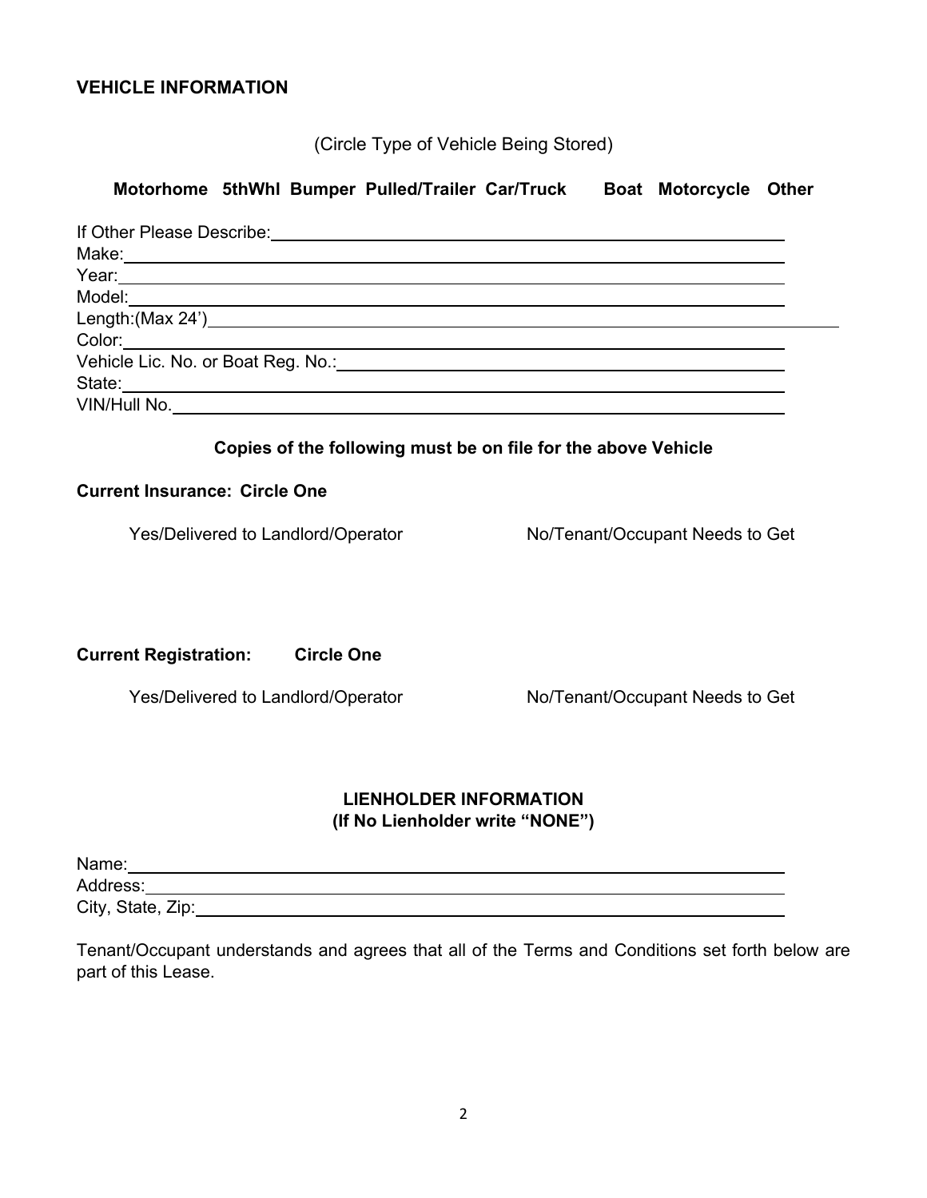## VEHICLE INFORMATION

(Circle Type of Vehicle Being Stored)

**Motorhome 5thWhl Bumper Pulled/Trailer Car/Truck Boat Motorcycle Other**

If Other Please Describe:\_\_\_\_\_\_\_\_\_\_\_\_\_\_\_\_\_\_\_\_\_\_\_\_\_\_\_\_\_\_\_\_\_\_\_\_\_\_\_\_  
Make:\_\_\_\_\_\_\_\_\_\_\_\_\_\_\_\_\_\_\_\_\_\_\_\_\_\_\_\_\_\_\_\_\_\_\_\_\_\_\_\_\_\_\_\_\_\_\_\_\_\_\_\_  
Year:\_\_\_\_\_\_\_\_\_\_\_\_\_\_\_\_\_\_\_\_\_\_\_\_\_\_\_\_\_\_\_\_\_\_\_\_\_\_\_\_\_\_\_\_\_\_\_\_\_\_\_\_  
Model:\_\_\_\_\_\_\_\_\_\_\_\_\_\_\_\_\_\_\_\_\_\_\_\_\_\_\_\_\_\_\_\_\_\_\_\_\_\_\_\_\_\_\_\_\_\_\_\_\_\_\_  
Length:(Max 24')\_\_\_\_\_\_\_\_\_\_\_\_\_\_\_\_\_\_\_\_\_\_\_\_\_\_\_\_\_\_\_\_\_\_\_\_\_\_\_\_\_\_\_\_\_  
Color:\_\_\_\_\_\_\_\_\_\_\_\_\_\_\_\_\_\_\_\_\_\_\_\_\_\_\_\_\_\_\_\_\_\_\_\_\_\_\_\_\_\_\_\_\_\_\_\_\_\_\_  
Vehicle Lic. No. or Boat Reg. No.:\_\_\_\_\_\_\_\_\_\_\_\_\_\_\_\_\_\_\_\_\_\_\_\_\_\_\_\_\_\_\_\_\_\_\_  
State:\_\_\_\_\_\_\_\_\_\_\_\_\_\_\_\_\_\_\_\_\_\_\_\_\_\_\_\_\_\_\_\_\_\_\_\_\_\_\_\_\_\_\_\_\_\_\_\_\_\_\_  
VIN/Hull No.\_\_\_\_\_\_\_\_\_\_\_\_\_\_\_\_\_\_\_\_\_\_\_\_\_\_\_\_\_\_\_\_\_\_\_\_\_\_\_\_\_\_\_\_\_\_\_\_

**Copies of the following must be on file for the above Vehicle**

**Current Insurance: Circle One**

Yes/Delivered to Landlord/Operator No/Tenant/Occupant Needs to Get

**Current Registration: Circle One**

Yes/Delivered to Landlord/Operator No/Tenant/Occupant Needs to Get

**LIENHOLDER INFORMATION**
**(If No Lienholder write "NONE")**

Name:\_\_\_\_\_\_\_\_\_\_\_\_\_\_\_\_\_\_\_\_\_\_\_\_\_\_\_\_\_\_\_\_\_\_\_\_\_\_\_\_\_\_\_\_\_\_\_\_\_\_\_  
Address:\_\_\_\_\_\_\_\_\_\_\_\_\_\_\_\_\_\_\_\_\_\_\_\_\_\_\_\_\_\_\_\_\_\_\_\_\_\_\_\_\_\_\_\_\_\_\_\_\_\_  
City, State, Zip:\_\_\_\_\_\_\_\_\_\_\_\_\_\_\_\_\_\_\_\_\_\_\_\_\_\_\_\_\_\_\_\_\_\_\_\_\_\_\_\_\_\_\_\_

Tenant/Occupant understands and agrees that all of the Terms and Conditions set forth below are part of this Lease.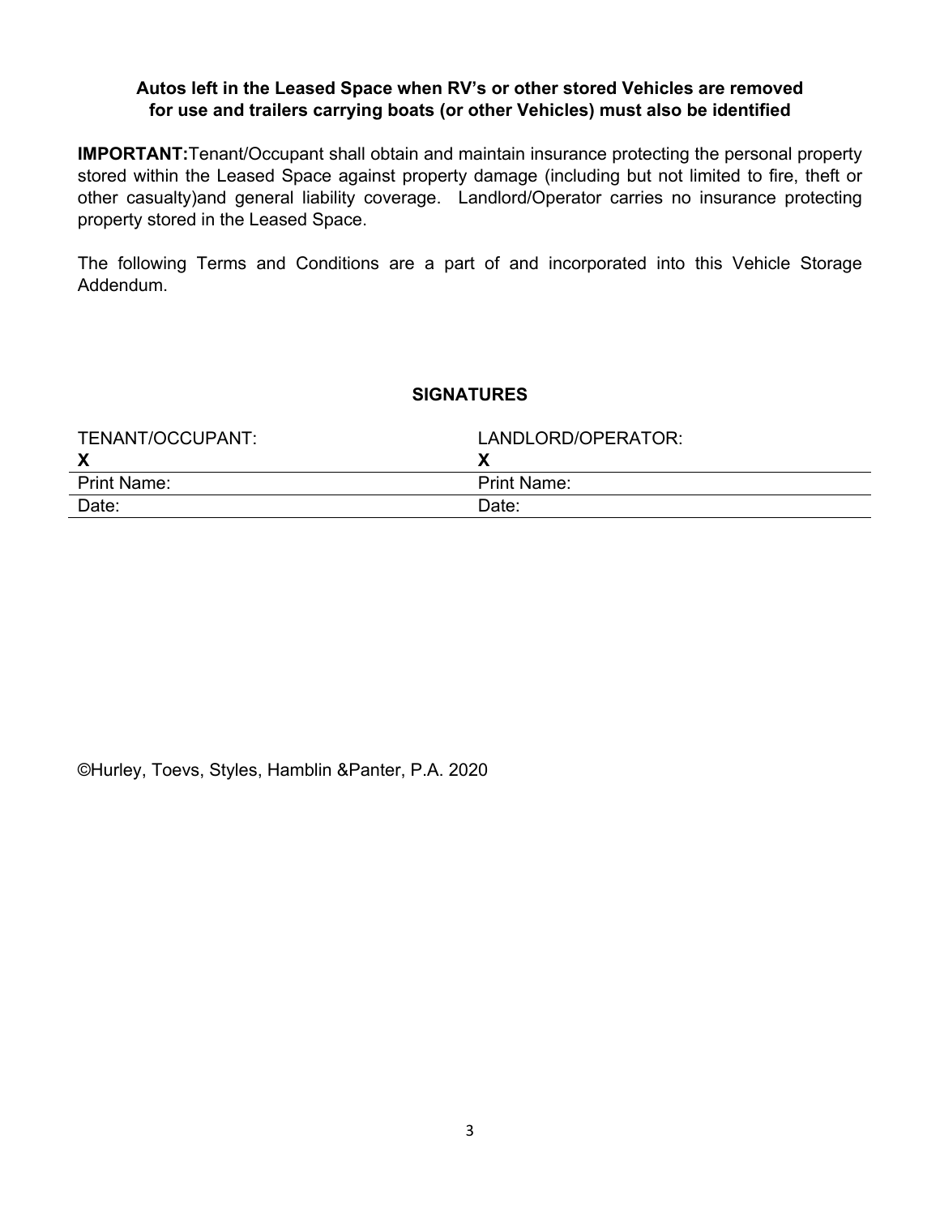**Autos left in the Leased Space when RV's or other stored Vehicles are removed for use and trailers carrying boats (or other Vehicles) must also be identified**

**IMPORTANT:**Tenant/Occupant shall obtain and maintain insurance protecting the personal property stored within the Leased Space against property damage (including but not limited to fire, theft or other casualty)and general liability coverage. Landlord/Operator carries no insurance protecting property stored in the Leased Space.

The following Terms and Conditions are a part of and incorporated into this Vehicle Storage Addendum.

**SIGNATURES**

| TENANT/OCCUPANT: | LANDLORD/OPERATOR: |
| --- | --- |
| **X** | **X** |
| Print Name: | Print Name: |
| Date: | Date: |

©Hurley, Toevs, Styles, Hamblin &Panter, P.A. 2020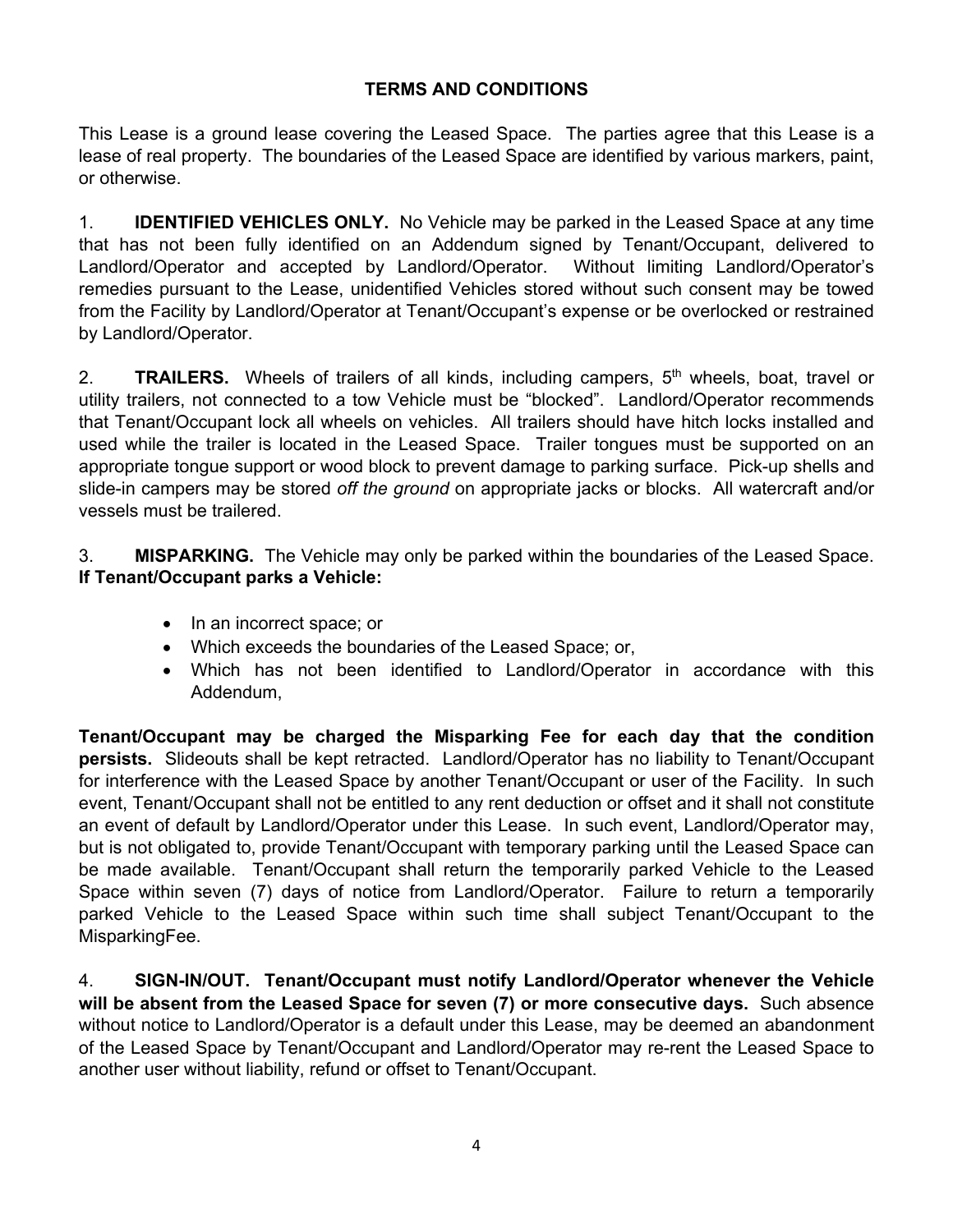## TERMS AND CONDITIONS

This Lease is a ground lease covering the Leased Space. The parties agree that this Lease is a lease of real property. The boundaries of the Leased Space are identified by various markers, paint, or otherwise.

1. **IDENTIFIED VEHICLES ONLY.** No Vehicle may be parked in the Leased Space at any time that has not been fully identified on an Addendum signed by Tenant/Occupant, delivered to Landlord/Operator and accepted by Landlord/Operator. Without limiting Landlord/Operator's remedies pursuant to the Lease, unidentified Vehicles stored without such consent may be towed from the Facility by Landlord/Operator at Tenant/Occupant's expense or be overlocked or restrained by Landlord/Operator.

2. **TRAILERS.** Wheels of trailers of all kinds, including campers, 5th wheels, boat, travel or utility trailers, not connected to a tow Vehicle must be "blocked". Landlord/Operator recommends that Tenant/Occupant lock all wheels on vehicles. All trailers should have hitch locks installed and used while the trailer is located in the Leased Space. Trailer tongues must be supported on an appropriate tongue support or wood block to prevent damage to parking surface. Pick-up shells and slide-in campers may be stored *off the ground* on appropriate jacks or blocks. All watercraft and/or vessels must be trailered.

3. **MISPARKING.** The Vehicle may only be parked within the boundaries of the Leased Space. **If Tenant/Occupant parks a Vehicle:**

- In an incorrect space; or
- Which exceeds the boundaries of the Leased Space; or,
- Which has not been identified to Landlord/Operator in accordance with this Addendum,

**Tenant/Occupant may be charged the Misparking Fee for each day that the condition persists.** Slideouts shall be kept retracted. Landlord/Operator has no liability to Tenant/Occupant for interference with the Leased Space by another Tenant/Occupant or user of the Facility. In such event, Tenant/Occupant shall not be entitled to any rent deduction or offset and it shall not constitute an event of default by Landlord/Operator under this Lease. In such event, Landlord/Operator may, but is not obligated to, provide Tenant/Occupant with temporary parking until the Leased Space can be made available. Tenant/Occupant shall return the temporarily parked Vehicle to the Leased Space within seven (7) days of notice from Landlord/Operator. Failure to return a temporarily parked Vehicle to the Leased Space within such time shall subject Tenant/Occupant to the MisparkingFee.

4. **SIGN-IN/OUT. Tenant/Occupant must notify Landlord/Operator whenever the Vehicle will be absent from the Leased Space for seven (7) or more consecutive days.** Such absence without notice to Landlord/Operator is a default under this Lease, may be deemed an abandonment of the Leased Space by Tenant/Occupant and Landlord/Operator may re-rent the Leased Space to another user without liability, refund or offset to Tenant/Occupant.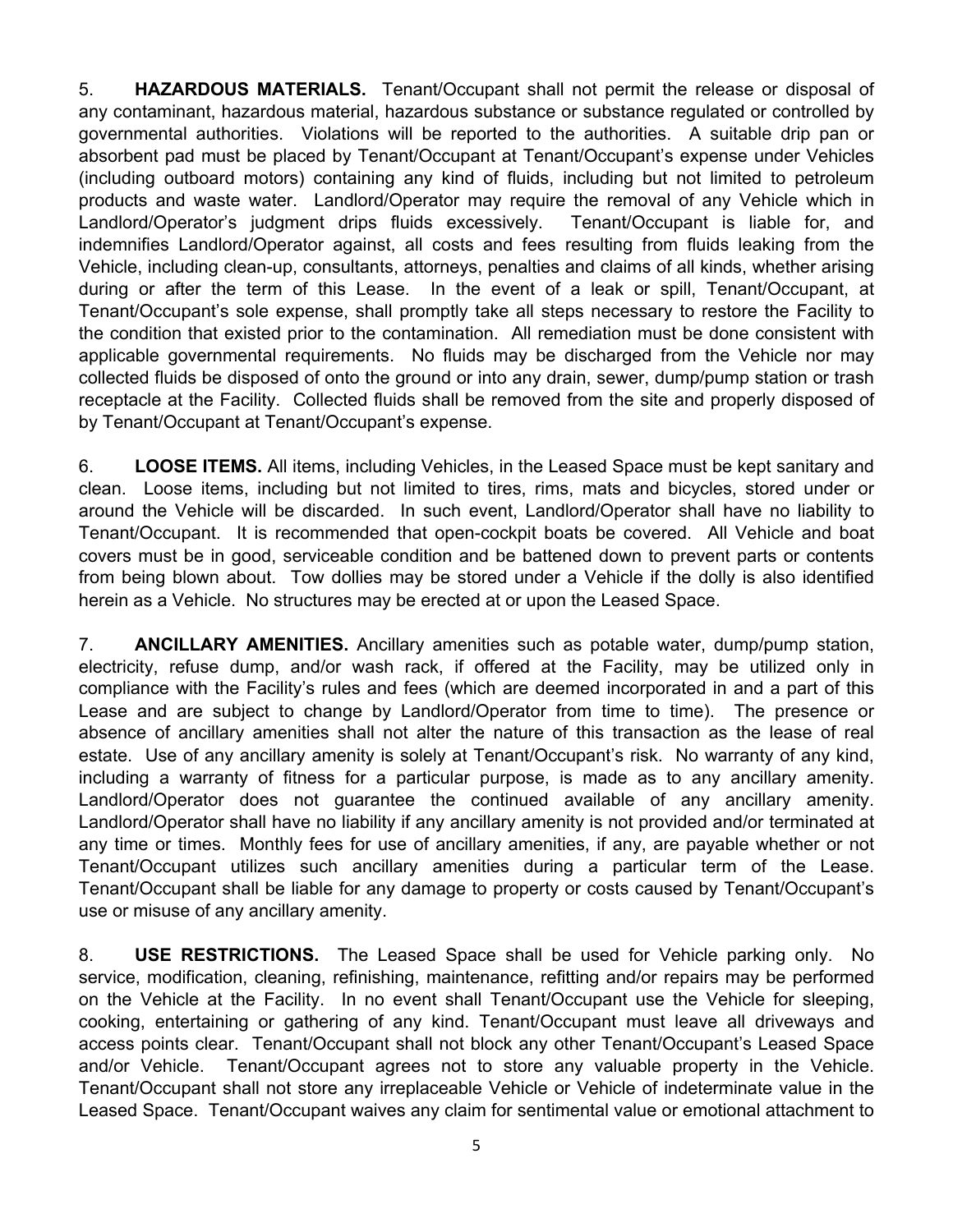5. **HAZARDOUS MATERIALS.** Tenant/Occupant shall not permit the release or disposal of any contaminant, hazardous material, hazardous substance or substance regulated or controlled by governmental authorities. Violations will be reported to the authorities. A suitable drip pan or absorbent pad must be placed by Tenant/Occupant at Tenant/Occupant's expense under Vehicles (including outboard motors) containing any kind of fluids, including but not limited to petroleum products and waste water. Landlord/Operator may require the removal of any Vehicle which in Landlord/Operator's judgment drips fluids excessively. Tenant/Occupant is liable for, and indemnifies Landlord/Operator against, all costs and fees resulting from fluids leaking from the Vehicle, including clean-up, consultants, attorneys, penalties and claims of all kinds, whether arising during or after the term of this Lease. In the event of a leak or spill, Tenant/Occupant, at Tenant/Occupant's sole expense, shall promptly take all steps necessary to restore the Facility to the condition that existed prior to the contamination. All remediation must be done consistent with applicable governmental requirements. No fluids may be discharged from the Vehicle nor may collected fluids be disposed of onto the ground or into any drain, sewer, dump/pump station or trash receptacle at the Facility. Collected fluids shall be removed from the site and properly disposed of by Tenant/Occupant at Tenant/Occupant's expense.

6. **LOOSE ITEMS.** All items, including Vehicles, in the Leased Space must be kept sanitary and clean. Loose items, including but not limited to tires, rims, mats and bicycles, stored under or around the Vehicle will be discarded. In such event, Landlord/Operator shall have no liability to Tenant/Occupant. It is recommended that open-cockpit boats be covered. All Vehicle and boat covers must be in good, serviceable condition and be battened down to prevent parts or contents from being blown about. Tow dollies may be stored under a Vehicle if the dolly is also identified herein as a Vehicle. No structures may be erected at or upon the Leased Space.

7. **ANCILLARY AMENITIES.** Ancillary amenities such as potable water, dump/pump station, electricity, refuse dump, and/or wash rack, if offered at the Facility, may be utilized only in compliance with the Facility's rules and fees (which are deemed incorporated in and a part of this Lease and are subject to change by Landlord/Operator from time to time). The presence or absence of ancillary amenities shall not alter the nature of this transaction as the lease of real estate. Use of any ancillary amenity is solely at Tenant/Occupant's risk. No warranty of any kind, including a warranty of fitness for a particular purpose, is made as to any ancillary amenity. Landlord/Operator does not guarantee the continued available of any ancillary amenity. Landlord/Operator shall have no liability if any ancillary amenity is not provided and/or terminated at any time or times. Monthly fees for use of ancillary amenities, if any, are payable whether or not Tenant/Occupant utilizes such ancillary amenities during a particular term of the Lease. Tenant/Occupant shall be liable for any damage to property or costs caused by Tenant/Occupant's use or misuse of any ancillary amenity.

8. **USE RESTRICTIONS.** The Leased Space shall be used for Vehicle parking only. No service, modification, cleaning, refinishing, maintenance, refitting and/or repairs may be performed on the Vehicle at the Facility. In no event shall Tenant/Occupant use the Vehicle for sleeping, cooking, entertaining or gathering of any kind. Tenant/Occupant must leave all driveways and access points clear. Tenant/Occupant shall not block any other Tenant/Occupant's Leased Space and/or Vehicle. Tenant/Occupant agrees not to store any valuable property in the Vehicle. Tenant/Occupant shall not store any irreplaceable Vehicle or Vehicle of indeterminate value in the Leased Space. Tenant/Occupant waives any claim for sentimental value or emotional attachment to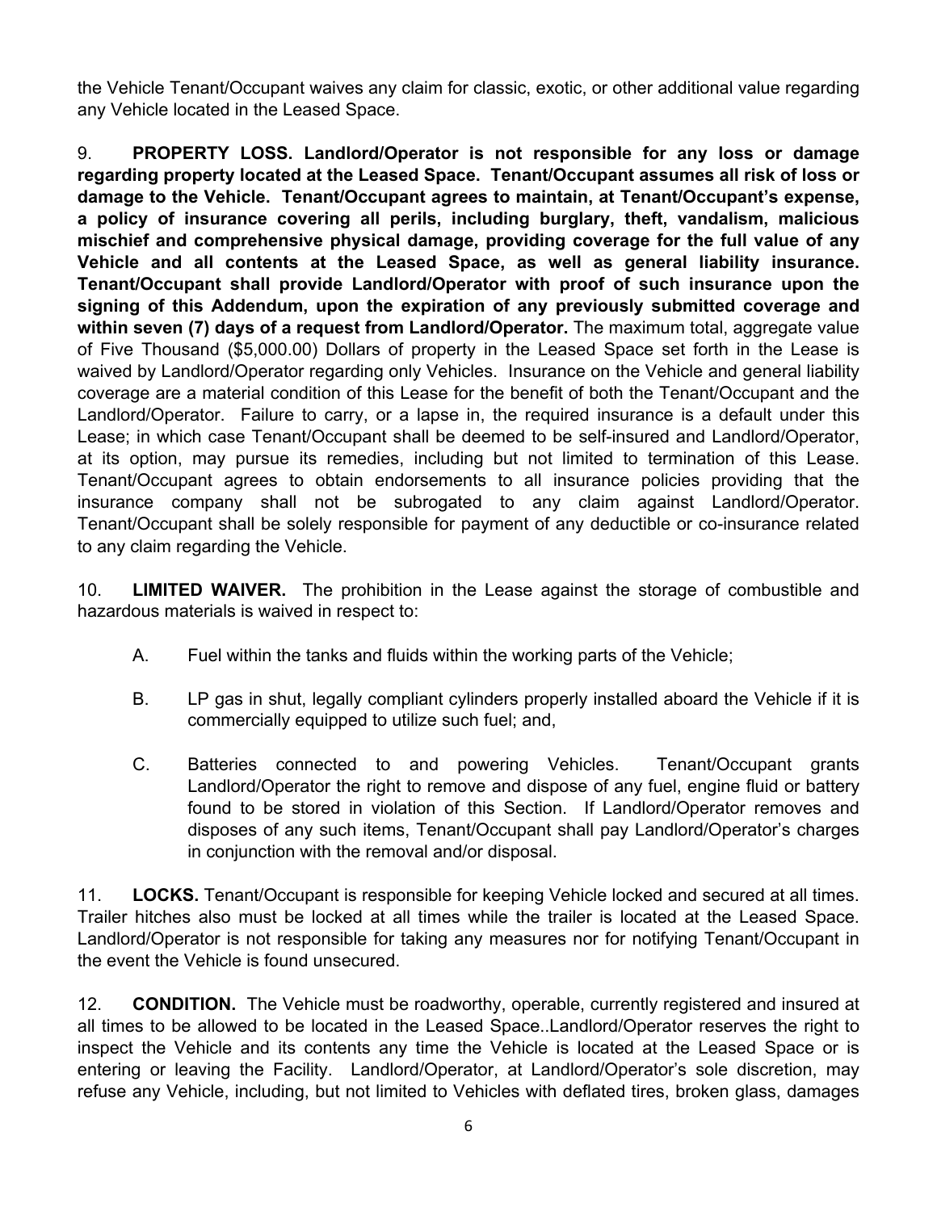the Vehicle Tenant/Occupant waives any claim for classic, exotic, or other additional value regarding any Vehicle located in the Leased Space.

9. **PROPERTY LOSS. Landlord/Operator is not responsible for any loss or damage regarding property located at the Leased Space. Tenant/Occupant assumes all risk of loss or damage to the Vehicle. Tenant/Occupant agrees to maintain, at Tenant/Occupant's expense, a policy of insurance covering all perils, including burglary, theft, vandalism, malicious mischief and comprehensive physical damage, providing coverage for the full value of any Vehicle and all contents at the Leased Space, as well as general liability insurance. Tenant/Occupant shall provide Landlord/Operator with proof of such insurance upon the signing of this Addendum, upon the expiration of any previously submitted coverage and within seven (7) days of a request from Landlord/Operator.** The maximum total, aggregate value of Five Thousand ($5,000.00) Dollars of property in the Leased Space set forth in the Lease is waived by Landlord/Operator regarding only Vehicles. Insurance on the Vehicle and general liability coverage are a material condition of this Lease for the benefit of both the Tenant/Occupant and the Landlord/Operator. Failure to carry, or a lapse in, the required insurance is a default under this Lease; in which case Tenant/Occupant shall be deemed to be self-insured and Landlord/Operator, at its option, may pursue its remedies, including but not limited to termination of this Lease. Tenant/Occupant agrees to obtain endorsements to all insurance policies providing that the insurance company shall not be subrogated to any claim against Landlord/Operator. Tenant/Occupant shall be solely responsible for payment of any deductible or co-insurance related to any claim regarding the Vehicle.

10. **LIMITED WAIVER.** The prohibition in the Lease against the storage of combustible and hazardous materials is waived in respect to:

A. Fuel within the tanks and fluids within the working parts of the Vehicle;

B. LP gas in shut, legally compliant cylinders properly installed aboard the Vehicle if it is commercially equipped to utilize such fuel; and,

C. Batteries connected to and powering Vehicles. Tenant/Occupant grants Landlord/Operator the right to remove and dispose of any fuel, engine fluid or battery found to be stored in violation of this Section. If Landlord/Operator removes and disposes of any such items, Tenant/Occupant shall pay Landlord/Operator's charges in conjunction with the removal and/or disposal.

11. **LOCKS.** Tenant/Occupant is responsible for keeping Vehicle locked and secured at all times. Trailer hitches also must be locked at all times while the trailer is located at the Leased Space. Landlord/Operator is not responsible for taking any measures nor for notifying Tenant/Occupant in the event the Vehicle is found unsecured.

12. **CONDITION.** The Vehicle must be roadworthy, operable, currently registered and insured at all times to be allowed to be located in the Leased Space..Landlord/Operator reserves the right to inspect the Vehicle and its contents any time the Vehicle is located at the Leased Space or is entering or leaving the Facility. Landlord/Operator, at Landlord/Operator's sole discretion, may refuse any Vehicle, including, but not limited to Vehicles with deflated tires, broken glass, damages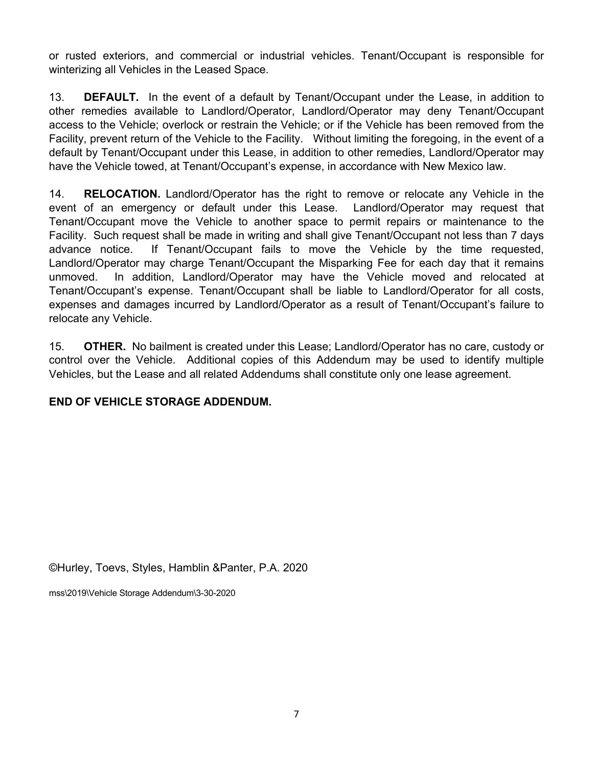or rusted exteriors, and commercial or industrial vehicles. Tenant/Occupant is responsible for winterizing all Vehicles in the Leased Space.

13. **DEFAULT.** In the event of a default by Tenant/Occupant under the Lease, in addition to other remedies available to Landlord/Operator, Landlord/Operator may deny Tenant/Occupant access to the Vehicle; overlock or restrain the Vehicle; or if the Vehicle has been removed from the Facility, prevent return of the Vehicle to the Facility. Without limiting the foregoing, in the event of a default by Tenant/Occupant under this Lease, in addition to other remedies, Landlord/Operator may have the Vehicle towed, at Tenant/Occupant's expense, in accordance with New Mexico law.

14. **RELOCATION.** Landlord/Operator has the right to remove or relocate any Vehicle in the event of an emergency or default under this Lease. Landlord/Operator may request that Tenant/Occupant move the Vehicle to another space to permit repairs or maintenance to the Facility. Such request shall be made in writing and shall give Tenant/Occupant not less than 7 days advance notice. If Tenant/Occupant fails to move the Vehicle by the time requested, Landlord/Operator may charge Tenant/Occupant the Misparking Fee for each day that it remains unmoved. In addition, Landlord/Operator may have the Vehicle moved and relocated at Tenant/Occupant's expense. Tenant/Occupant shall be liable to Landlord/Operator for all costs, expenses and damages incurred by Landlord/Operator as a result of Tenant/Occupant's failure to relocate any Vehicle.

15. **OTHER.** No bailment is created under this Lease; Landlord/Operator has no care, custody or control over the Vehicle. Additional copies of this Addendum may be used to identify multiple Vehicles, but the Lease and all related Addendums shall constitute only one lease agreement.

**END OF VEHICLE STORAGE ADDENDUM.**

©Hurley, Toevs, Styles, Hamblin &Panter, P.A. 2020

mss\2019\Vehicle Storage Addendum\3-30-2020